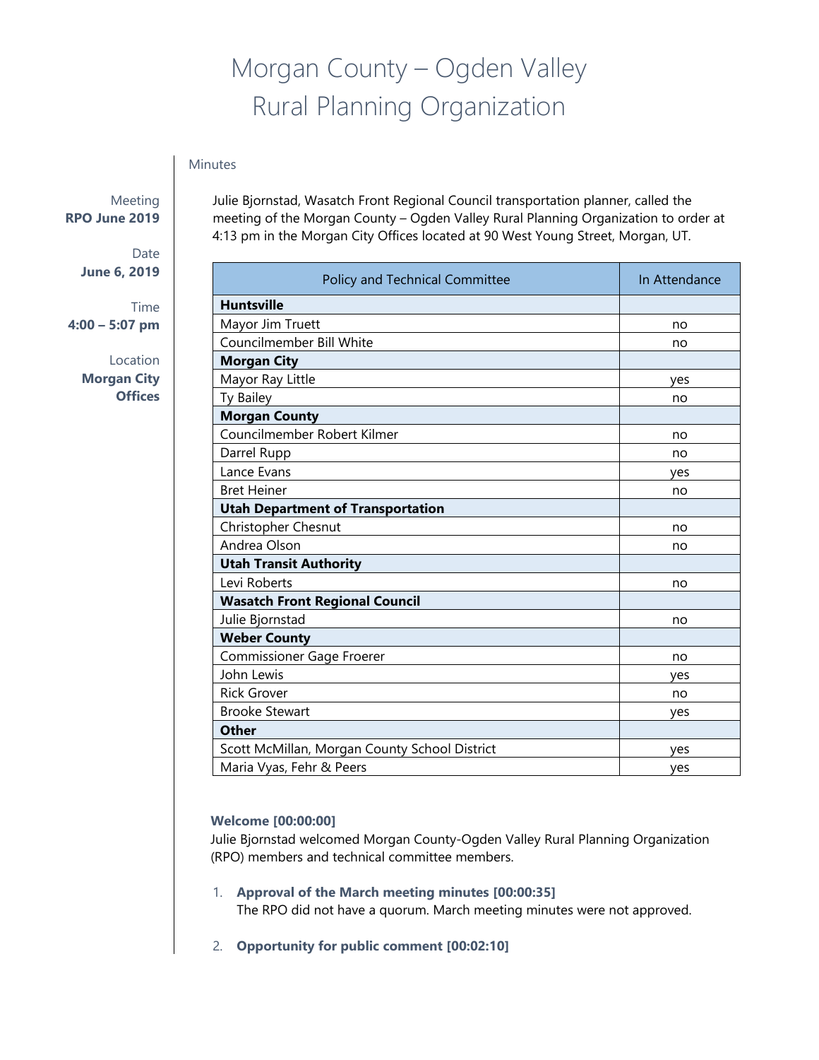# Morgan County – Ogden Valley Rural Planning Organization

Meeting
**RPO June 2019**

Date
**June 6, 2019**

Time
**4:00 – 5:07 pm**

Location
**Morgan City Offices**

Minutes

Julie Bjornstad, Wasatch Front Regional Council transportation planner, called the meeting of the Morgan County – Ogden Valley Rural Planning Organization to order at 4:13 pm in the Morgan City Offices located at 90 West Young Street, Morgan, UT.

| Policy and Technical Committee | In Attendance |
|---|---|
| **Huntsville** | |
| Mayor Jim Truett | no |
| Councilmember Bill White | no |
| **Morgan City** | |
| Mayor Ray Little | yes |
| Ty Bailey | no |
| **Morgan County** | |
| Councilmember Robert Kilmer | no |
| Darrel Rupp | no |
| Lance Evans | yes |
| Bret Heiner | no |
| **Utah Department of Transportation** | |
| Christopher Chesnut | no |
| Andrea Olson | no |
| **Utah Transit Authority** | |
| Levi Roberts | no |
| **Wasatch Front Regional Council** | |
| Julie Bjornstad | no |
| **Weber County** | |
| Commissioner Gage Froerer | no |
| John Lewis | yes |
| Rick Grover | no |
| Brooke Stewart | yes |
| **Other** | |
| Scott McMillan, Morgan County School District | yes |
| Maria Vyas, Fehr & Peers | yes |

**Welcome [00:00:00]**
Julie Bjornstad welcomed Morgan County-Ogden Valley Rural Planning Organization (RPO) members and technical committee members.

1. **Approval of the March meeting minutes [00:00:35]**
   The RPO did not have a quorum. March meeting minutes were not approved.

2. **Opportunity for public comment [00:02:10]**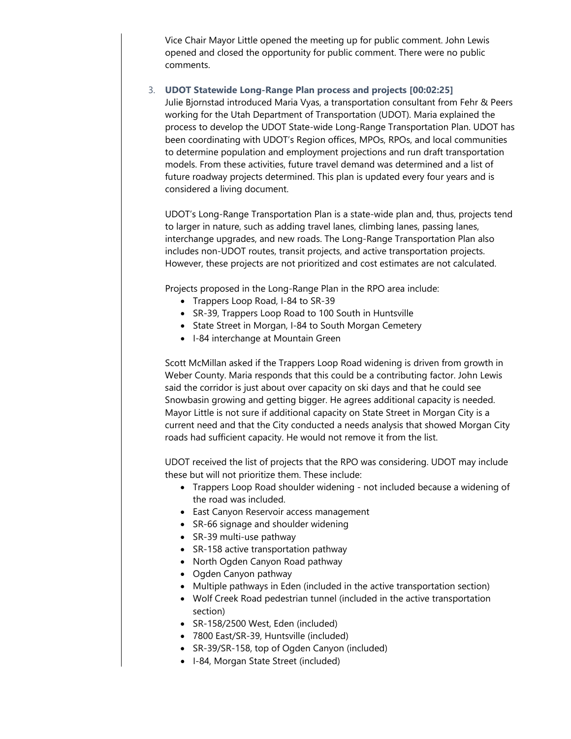Vice Chair Mayor Little opened the meeting up for public comment. John Lewis opened and closed the opportunity for public comment. There were no public comments.

3. **UDOT Statewide Long-Range Plan process and projects [00:02:25]**
   Julie Bjornstad introduced Maria Vyas, a transportation consultant from Fehr & Peers working for the Utah Department of Transportation (UDOT). Maria explained the process to develop the UDOT State-wide Long-Range Transportation Plan. UDOT has been coordinating with UDOT's Region offices, MPOs, RPOs, and local communities to determine population and employment projections and run draft transportation models. From these activities, future travel demand was determined and a list of future roadway projects determined. This plan is updated every four years and is considered a living document.

   UDOT's Long-Range Transportation Plan is a state-wide plan and, thus, projects tend to larger in nature, such as adding travel lanes, climbing lanes, passing lanes, interchange upgrades, and new roads. The Long-Range Transportation Plan also includes non-UDOT routes, transit projects, and active transportation projects. However, these projects are not prioritized and cost estimates are not calculated.

   Projects proposed in the Long-Range Plan in the RPO area include:
   - Trappers Loop Road, I-84 to SR-39
   - SR-39, Trappers Loop Road to 100 South in Huntsville
   - State Street in Morgan, I-84 to South Morgan Cemetery
   - I-84 interchange at Mountain Green

   Scott McMillan asked if the Trappers Loop Road widening is driven from growth in Weber County. Maria responds that this could be a contributing factor. John Lewis said the corridor is just about over capacity on ski days and that he could see Snowbasin growing and getting bigger. He agrees additional capacity is needed. Mayor Little is not sure if additional capacity on State Street in Morgan City is a current need and that the City conducted a needs analysis that showed Morgan City roads had sufficient capacity. He would not remove it from the list.

   UDOT received the list of projects that the RPO was considering. UDOT may include these but will not prioritize them. These include:
   - Trappers Loop Road shoulder widening - not included because a widening of the road was included.
   - East Canyon Reservoir access management
   - SR-66 signage and shoulder widening
   - SR-39 multi-use pathway
   - SR-158 active transportation pathway
   - North Ogden Canyon Road pathway
   - Ogden Canyon pathway
   - Multiple pathways in Eden (included in the active transportation section)
   - Wolf Creek Road pedestrian tunnel (included in the active transportation section)
   - SR-158/2500 West, Eden (included)
   - 7800 East/SR-39, Huntsville (included)
   - SR-39/SR-158, top of Ogden Canyon (included)
   - I-84, Morgan State Street (included)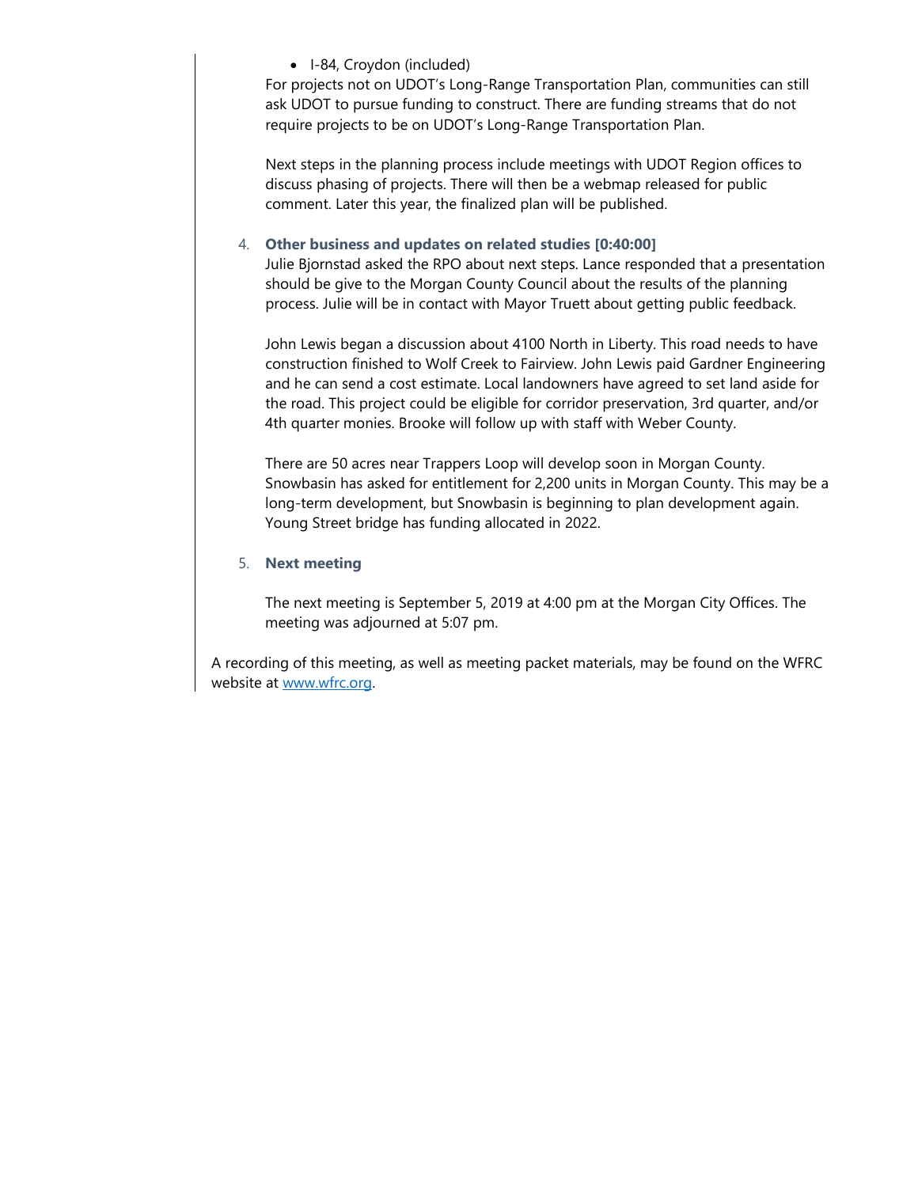- I-84, Croydon (included)

For projects not on UDOT's Long-Range Transportation Plan, communities can still ask UDOT to pursue funding to construct. There are funding streams that do not require projects to be on UDOT's Long-Range Transportation Plan.

Next steps in the planning process include meetings with UDOT Region offices to discuss phasing of projects. There will then be a webmap released for public comment. Later this year, the finalized plan will be published.

4. **Other business and updates on related studies [0:40:00]**

   Julie Bjornstad asked the RPO about next steps. Lance responded that a presentation should be give to the Morgan County Council about the results of the planning process. Julie will be in contact with Mayor Truett about getting public feedback.

   John Lewis began a discussion about 4100 North in Liberty. This road needs to have construction finished to Wolf Creek to Fairview. John Lewis paid Gardner Engineering and he can send a cost estimate. Local landowners have agreed to set land aside for the road. This project could be eligible for corridor preservation, 3rd quarter, and/or 4th quarter monies. Brooke will follow up with staff with Weber County.

   There are 50 acres near Trappers Loop will develop soon in Morgan County. Snowbasin has asked for entitlement for 2,200 units in Morgan County. This may be a long-term development, but Snowbasin is beginning to plan development again. Young Street bridge has funding allocated in 2022.

5. **Next meeting**

   The next meeting is September 5, 2019 at 4:00 pm at the Morgan City Offices. The meeting was adjourned at 5:07 pm.

A recording of this meeting, as well as meeting packet materials, may be found on the WFRC website at www.wfrc.org.